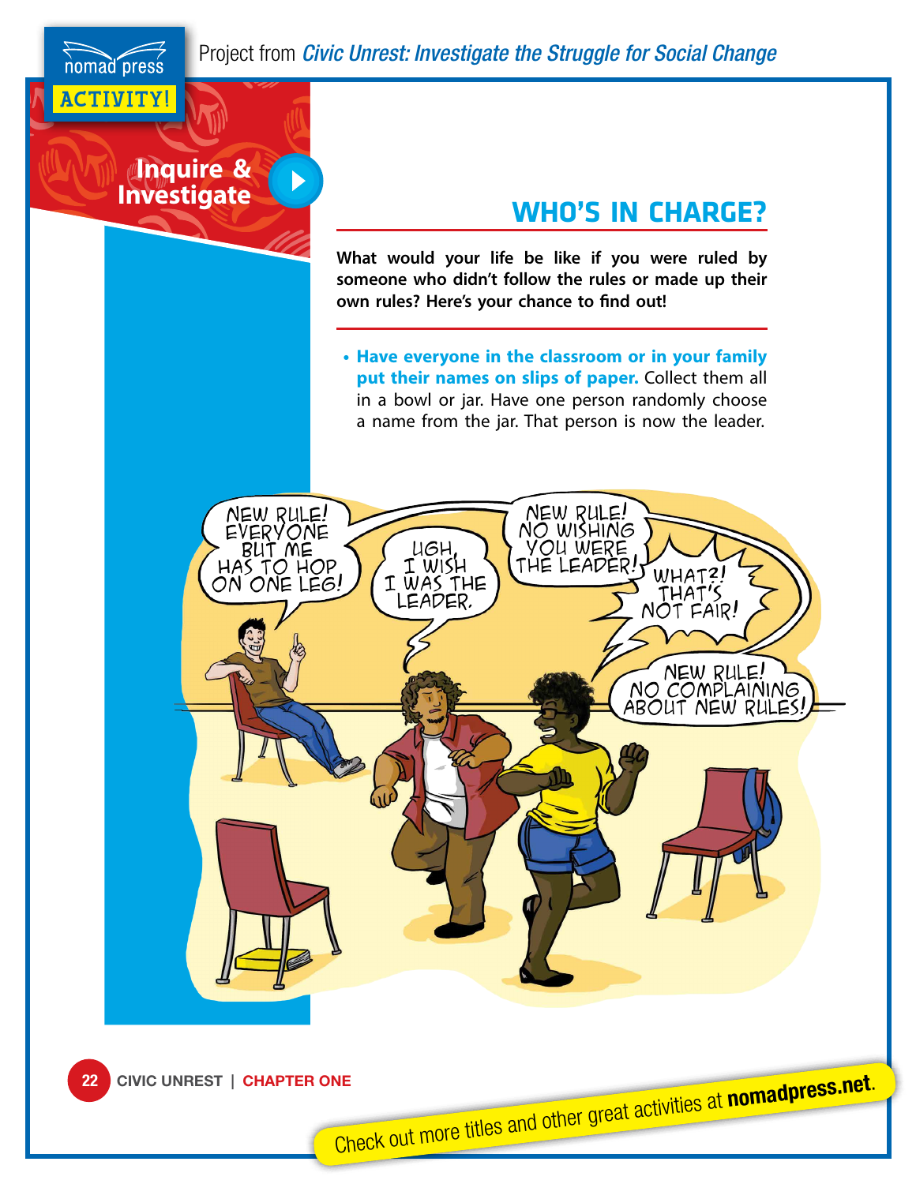Project from *Civic Unrest: Investigate the Struggle for Social Change*

ACTIVITY!

Inquire & Investigate

## WHO'S IN CHARGE?

**What would your life be like if you were ruled by someone who didn't follow the rules or made up their own rules? Here's your chance to find out!**

- **Have everyone in the classroom or in your family put their names on slips of paper.** Collect them all in a bowl or jar. Have one person randomly choose a name from the jar. That person is now the leader.

Check out more titles and other great activities at **nomadpress.net**.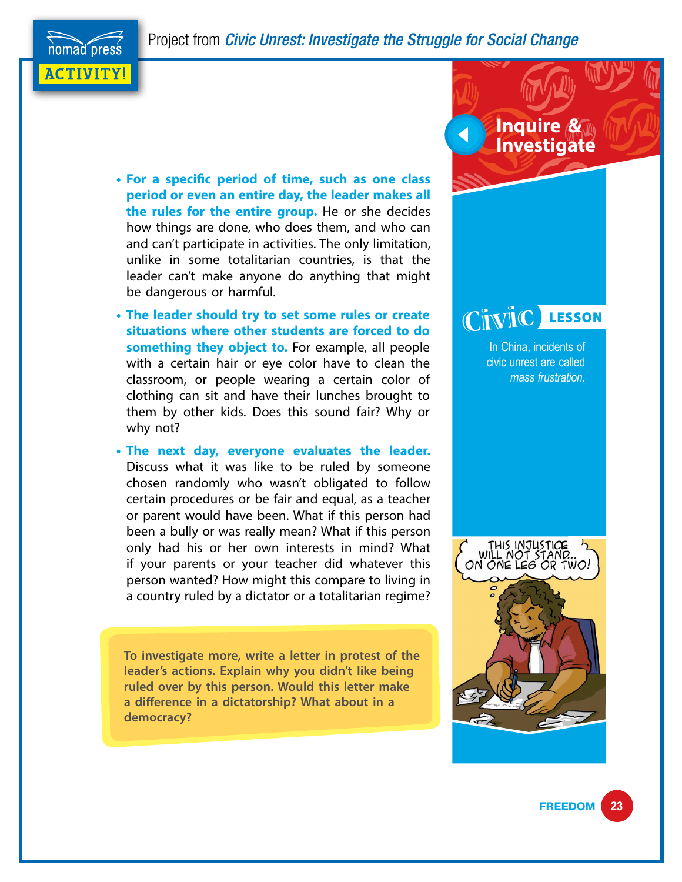- **For a specific period of time, such as one class period or even an entire day, the leader makes all the rules for the entire group.** He or she decides how things are done, who does them, and who can and can't participate in activities. The only limitation, unlike in some totalitarian countries, is that the leader can't make anyone do anything that might be dangerous or harmful.
- **The leader should try to set some rules or create situations where other students are forced to do something they object to.** For example, all people with a certain hair or eye color have to clean the classroom, or people wearing a certain color of clothing can sit and have their lunches brought to them by other kids. Does this sound fair? Why or why not?
- **The next day, everyone evaluates the leader.** Discuss what it was like to be ruled by someone chosen randomly who wasn't obligated to follow certain procedures or be fair and equal, as a teacher or parent would have been. What if this person had been a bully or was really mean? What if this person only had his or her own interests in mind? What if your parents or your teacher did whatever this person wanted? How might this compare to living in a country ruled by a dictator or a totalitarian regime?

**To investigate more, write a letter in protest of the leader's actions. Explain why you didn't like being ruled over by this person. Would this letter make a difference in a dictatorship? What about in a democracy?**

## Inquire & Investigate

**Civic LESSON**

In China, incidents of civic unrest are called *mass frustration*.